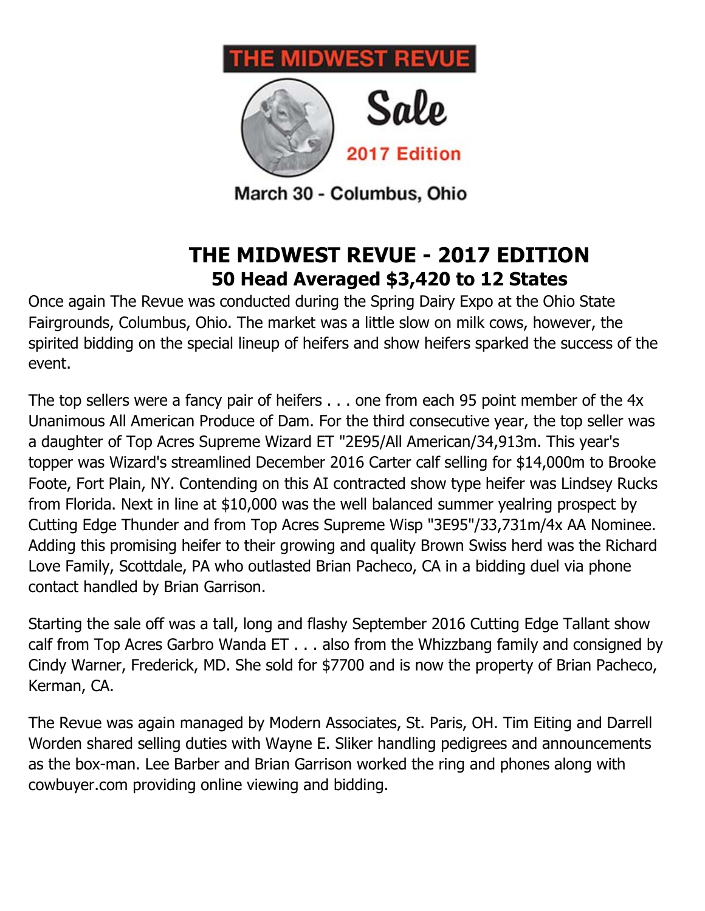THE MIDWEST REVUE

Sale

2017 Edition

March 30 - Columbus, Ohio

# THE MIDWEST REVUE - 2017 EDITION
## 50 Head Averaged $3,420 to 12 States

Once again The Revue was conducted during the Spring Dairy Expo at the Ohio State Fairgrounds, Columbus, Ohio. The market was a little slow on milk cows, however, the spirited bidding on the special lineup of heifers and show heifers sparked the success of the event.

The top sellers were a fancy pair of heifers . . . one from each 95 point member of the 4x Unanimous All American Produce of Dam. For the third consecutive year, the top seller was a daughter of Top Acres Supreme Wizard ET "2E95/All American/34,913m. This year's topper was Wizard's streamlined December 2016 Carter calf selling for $14,000m to Brooke Foote, Fort Plain, NY. Contending on this AI contracted show type heifer was Lindsey Rucks from Florida. Next in line at $10,000 was the well balanced summer yealring prospect by Cutting Edge Thunder and from Top Acres Supreme Wisp "3E95"/33,731m/4x AA Nominee. Adding this promising heifer to their growing and quality Brown Swiss herd was the Richard Love Family, Scottdale, PA who outlasted Brian Pacheco, CA in a bidding duel via phone contact handled by Brian Garrison.

Starting the sale off was a tall, long and flashy September 2016 Cutting Edge Tallant show calf from Top Acres Garbro Wanda ET . . . also from the Whizzbang family and consigned by Cindy Warner, Frederick, MD. She sold for $7700 and is now the property of Brian Pacheco, Kerman, CA.

The Revue was again managed by Modern Associates, St. Paris, OH. Tim Eiting and Darrell Worden shared selling duties with Wayne E. Sliker handling pedigrees and announcements as the box-man. Lee Barber and Brian Garrison worked the ring and phones along with cowbuyer.com providing online viewing and bidding.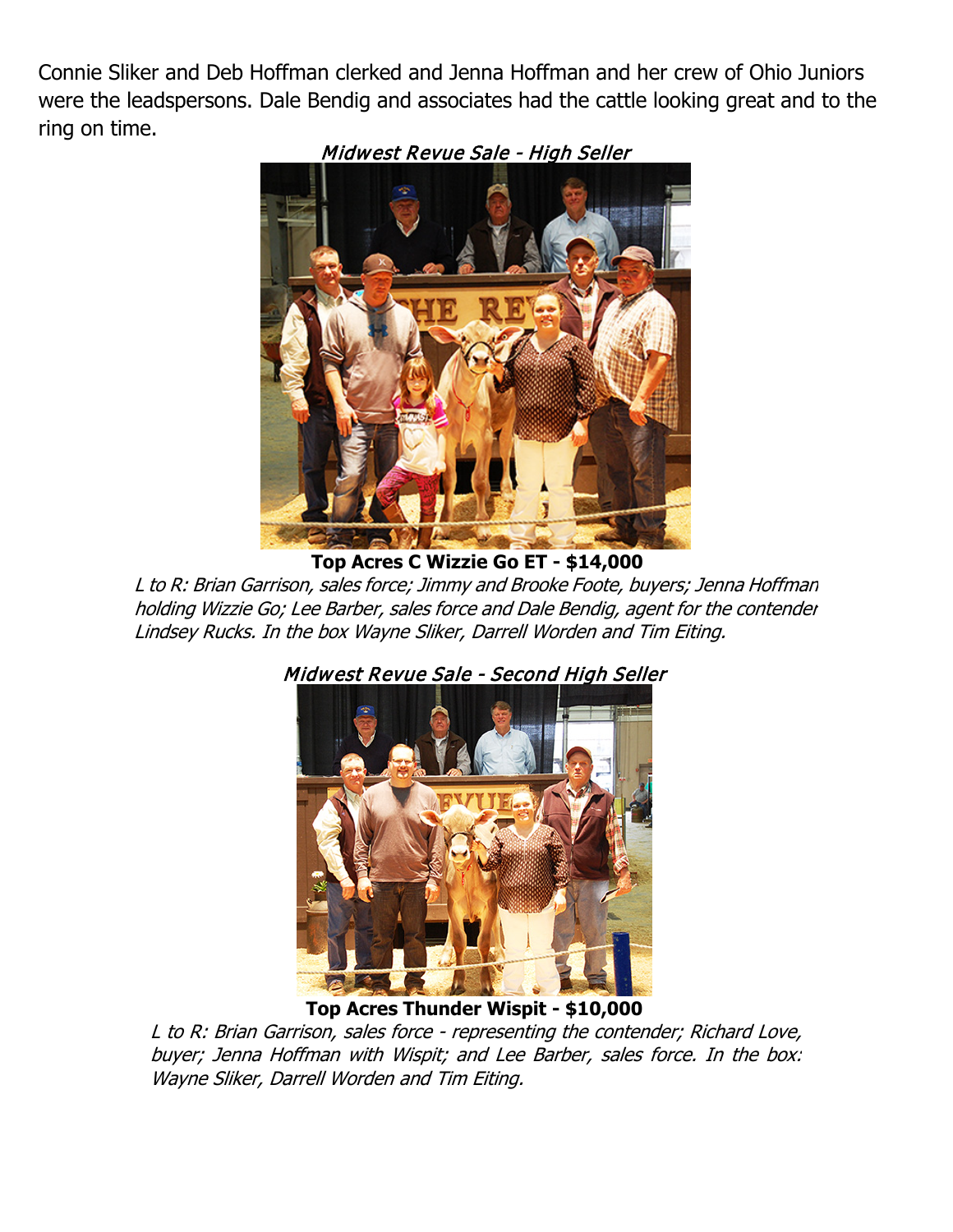Connie Sliker and Deb Hoffman clerked and Jenna Hoffman and her crew of Ohio Juniors were the leadspersons. Dale Bendig and associates had the cattle looking great and to the ring on time.

*Midwest Revue Sale - High Seller*

**Top Acres C Wizzie Go ET - $14,000**

*L to R: Brian Garrison, sales force; Jimmy and Brooke Foote, buyers; Jenna Hoffman holding Wizzie Go; Lee Barber, sales force and Dale Bendig, agent for the contender Lindsey Rucks. In the box Wayne Sliker, Darrell Worden and Tim Eiting.*

*Midwest Revue Sale - Second High Seller*

**Top Acres Thunder Wispit - $10,000**

*L to R: Brian Garrison, sales force - representing the contender; Richard Love, buyer; Jenna Hoffman with Wispit; and Lee Barber, sales force. In the box: Wayne Sliker, Darrell Worden and Tim Eiting.*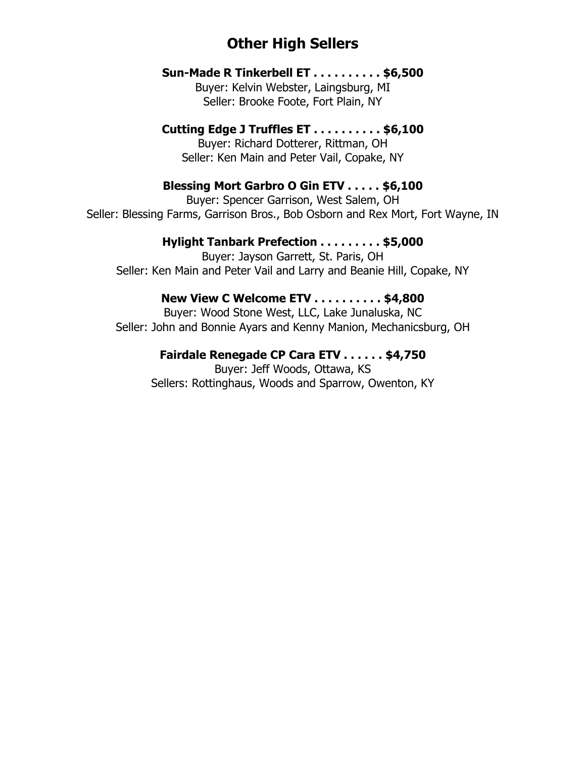## Other High Sellers

**Sun-Made R Tinkerbell ET . . . . . . . . . . $6,500**
Buyer: Kelvin Webster, Laingsburg, MI
Seller: Brooke Foote, Fort Plain, NY

**Cutting Edge J Truffles ET . . . . . . . . . . $6,100**
Buyer: Richard Dotterer, Rittman, OH
Seller: Ken Main and Peter Vail, Copake, NY

**Blessing Mort Garbro O Gin ETV . . . . . $6,100**
Buyer: Spencer Garrison, West Salem, OH
Seller: Blessing Farms, Garrison Bros., Bob Osborn and Rex Mort, Fort Wayne, IN

**Hylight Tanbark Prefection . . . . . . . . . $5,000**
Buyer: Jayson Garrett, St. Paris, OH
Seller: Ken Main and Peter Vail and Larry and Beanie Hill, Copake, NY

**New View C Welcome ETV . . . . . . . . . . $4,800**
Buyer: Wood Stone West, LLC, Lake Junaluska, NC
Seller: John and Bonnie Ayars and Kenny Manion, Mechanicsburg, OH

**Fairdale Renegade CP Cara ETV . . . . . . $4,750**
Buyer: Jeff Woods, Ottawa, KS
Sellers: Rottinghaus, Woods and Sparrow, Owenton, KY